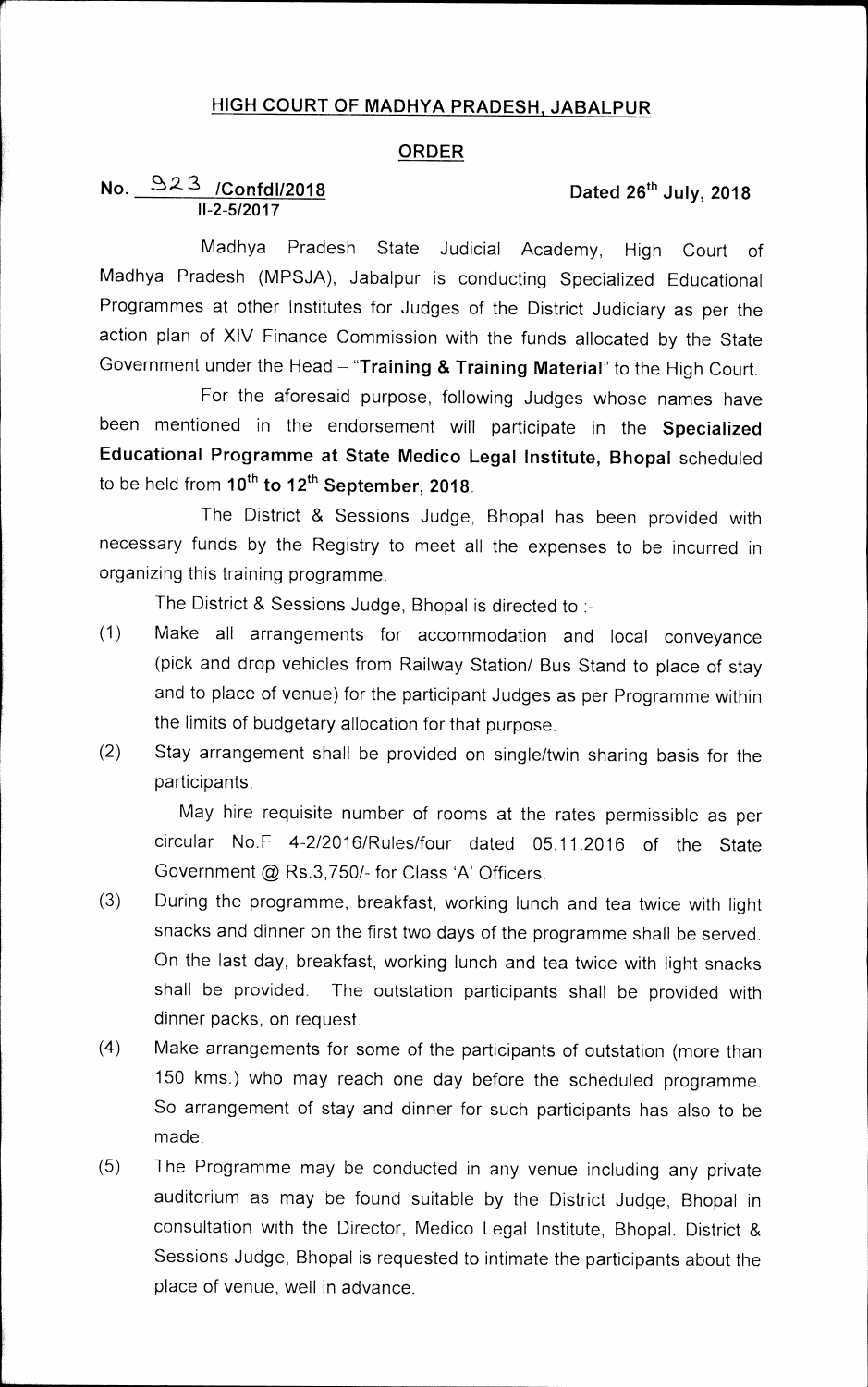# HIGH COURT OF MADHYA PRADESH, JABALPUR

## ORDER

**No. 923 /Confdl/2018** **Dated 26th July, 2018**
**II-2-5/2017**

Madhya Pradesh State Judicial Academy, High Court of Madhya Pradesh (MPSJA), Jabalpur is conducting Specialized Educational Programmes at other Institutes for Judges of the District Judiciary as per the action plan of XIV Finance Commission with the funds allocated by the State Government under the Head – "**Training & Training Material**" to the High Court.

For the aforesaid purpose, following Judges whose names have been mentioned in the endorsement will participate in the **Specialized Educational Programme at State Medico Legal Institute, Bhopal** scheduled to be held from **10th to 12th September, 2018**.

The District & Sessions Judge, Bhopal has been provided with necessary funds by the Registry to meet all the expenses to be incurred in organizing this training programme.

The District & Sessions Judge, Bhopal is directed to :-

(1) Make all arrangements for accommodation and local conveyance (pick and drop vehicles from Railway Station/ Bus Stand to place of stay and to place of venue) for the participant Judges as per Programme within the limits of budgetary allocation for that purpose.

(2) Stay arrangement shall be provided on single/twin sharing basis for the participants.

May hire requisite number of rooms at the rates permissible as per circular No.F 4-2/2016/Rules/four dated 05.11.2016 of the State Government @ Rs.3,750/- for Class 'A' Officers.

(3) During the programme, breakfast, working lunch and tea twice with light snacks and dinner on the first two days of the programme shall be served. On the last day, breakfast, working lunch and tea twice with light snacks shall be provided. The outstation participants shall be provided with dinner packs, on request.

(4) Make arrangements for some of the participants of outstation (more than 150 kms.) who may reach one day before the scheduled programme. So arrangement of stay and dinner for such participants has also to be made.

(5) The Programme may be conducted in any venue including any private auditorium as may be found suitable by the District Judge, Bhopal in consultation with the Director, Medico Legal Institute, Bhopal. District & Sessions Judge, Bhopal is requested to intimate the participants about the place of venue, well in advance.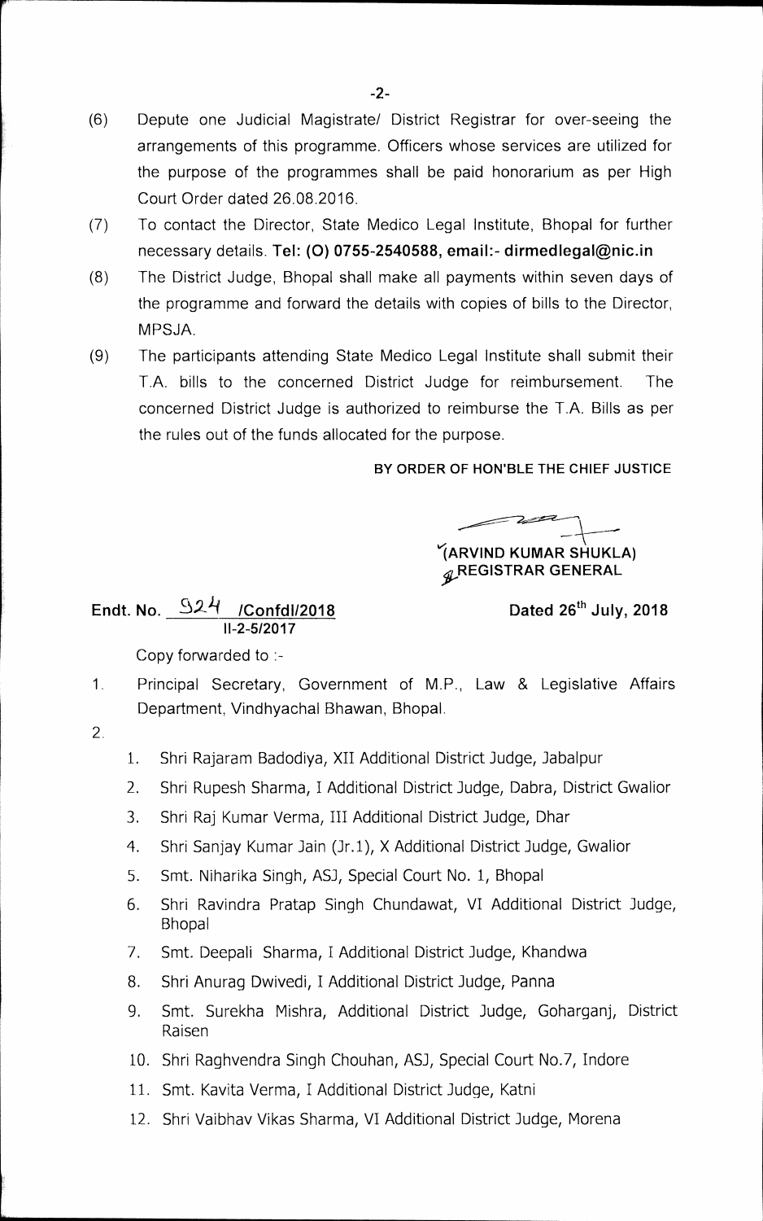(6) Depute one Judicial Magistrate/ District Registrar for over-seeing the arrangements of this programme. Officers whose services are utilized for the purpose of the programmes shall be paid honorarium as per High Court Order dated 26.08.2016.

(7) To contact the Director, State Medico Legal Institute, Bhopal for further necessary details. **Tel: (O) 0755-2540588, email:- dirmedlegal@nic.in**

(8) The District Judge, Bhopal shall make all payments within seven days of the programme and forward the details with copies of bills to the Director, MPSJA.

(9) The participants attending State Medico Legal Institute shall submit their T.A. bills to the concerned District Judge for reimbursement. The concerned District Judge is authorized to reimburse the T.A. Bills as per the rules out of the funds allocated for the purpose.

**BY ORDER OF HON'BLE THE CHIEF JUSTICE**

**(ARVIND KUMAR SHUKLA)**
**REGISTRAR GENERAL**

**Endt. No. 924 /Confdl/2018**
**II-2-5/2017**

**Dated 26th July, 2018**

Copy forwarded to :-

1. Principal Secretary, Government of M.P., Law & Legislative Affairs Department, Vindhyachal Bhawan, Bhopal.

2.
   1. Shri Rajaram Badodiya, XII Additional District Judge, Jabalpur
   2. Shri Rupesh Sharma, I Additional District Judge, Dabra, District Gwalior
   3. Shri Raj Kumar Verma, III Additional District Judge, Dhar
   4. Shri Sanjay Kumar Jain (Jr.1), X Additional District Judge, Gwalior
   5. Smt. Niharika Singh, ASJ, Special Court No. 1, Bhopal
   6. Shri Ravindra Pratap Singh Chundawat, VI Additional District Judge, Bhopal
   7. Smt. Deepali Sharma, I Additional District Judge, Khandwa
   8. Shri Anurag Dwivedi, I Additional District Judge, Panna
   9. Smt. Surekha Mishra, Additional District Judge, Goharganj, District Raisen
   10. Shri Raghvendra Singh Chouhan, ASJ, Special Court No.7, Indore
   11. Smt. Kavita Verma, I Additional District Judge, Katni
   12. Shri Vaibhav Vikas Sharma, VI Additional District Judge, Morena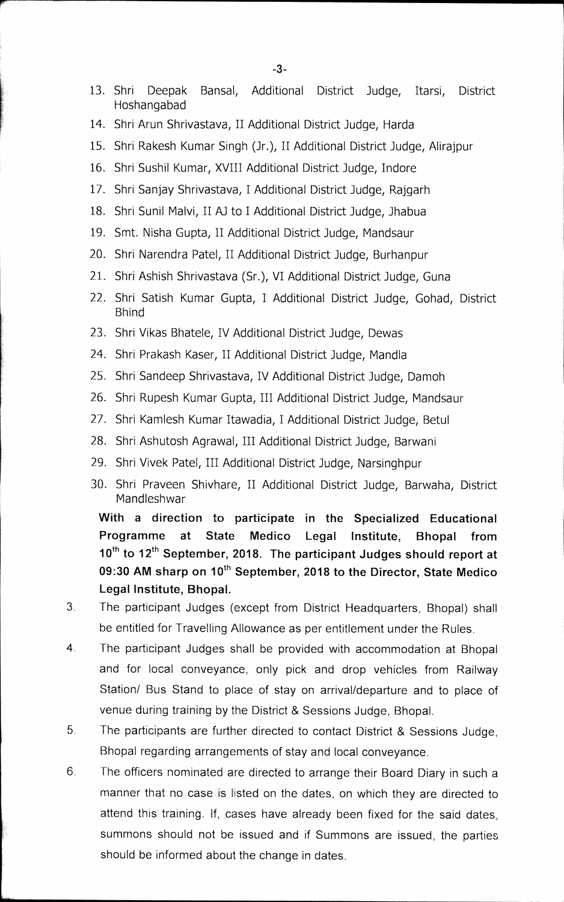13. Shri Deepak Bansal, Additional District Judge, Itarsi, District Hoshangabad
14. Shri Arun Shrivastava, II Additional District Judge, Harda
15. Shri Rakesh Kumar Singh (Jr.), II Additional District Judge, Alirajpur
16. Shri Sushil Kumar, XVIII Additional District Judge, Indore
17. Shri Sanjay Shrivastava, I Additional District Judge, Rajgarh
18. Shri Sunil Malvi, II AJ to I Additional District Judge, Jhabua
19. Smt. Nisha Gupta, II Additional District Judge, Mandsaur
20. Shri Narendra Patel, II Additional District Judge, Burhanpur
21. Shri Ashish Shrivastava (Sr.), VI Additional District Judge, Guna
22. Shri Satish Kumar Gupta, I Additional District Judge, Gohad, District Bhind
23. Shri Vikas Bhatele, IV Additional District Judge, Dewas
24. Shri Prakash Kaser, II Additional District Judge, Mandla
25. Shri Sandeep Shrivastava, IV Additional District Judge, Damoh
26. Shri Rupesh Kumar Gupta, III Additional District Judge, Mandsaur
27. Shri Kamlesh Kumar Itawadia, I Additional District Judge, Betul
28. Shri Ashutosh Agrawal, III Additional District Judge, Barwani
29. Shri Vivek Patel, III Additional District Judge, Narsinghpur
30. Shri Praveen Shivhare, II Additional District Judge, Barwaha, District Mandleshwar

**With a direction to participate in the Specialized Educational Programme at State Medico Legal Institute, Bhopal from 10th to 12th September, 2018. The participant Judges should report at 09:30 AM sharp on 10th September, 2018 to the Director, State Medico Legal Institute, Bhopal.**

3. The participant Judges (except from District Headquarters, Bhopal) shall be entitled for Travelling Allowance as per entitlement under the Rules.

4. The participant Judges shall be provided with accommodation at Bhopal and for local conveyance, only pick and drop vehicles from Railway Station/ Bus Stand to place of stay on arrival/departure and to place of venue during training by the District & Sessions Judge, Bhopal.

5. The participants are further directed to contact District & Sessions Judge, Bhopal regarding arrangements of stay and local conveyance.

6. The officers nominated are directed to arrange their Board Diary in such a manner that no case is listed on the dates, on which they are directed to attend this training. If, cases have already been fixed for the said dates, summons should not be issued and if Summons are issued, the parties should be informed about the change in dates.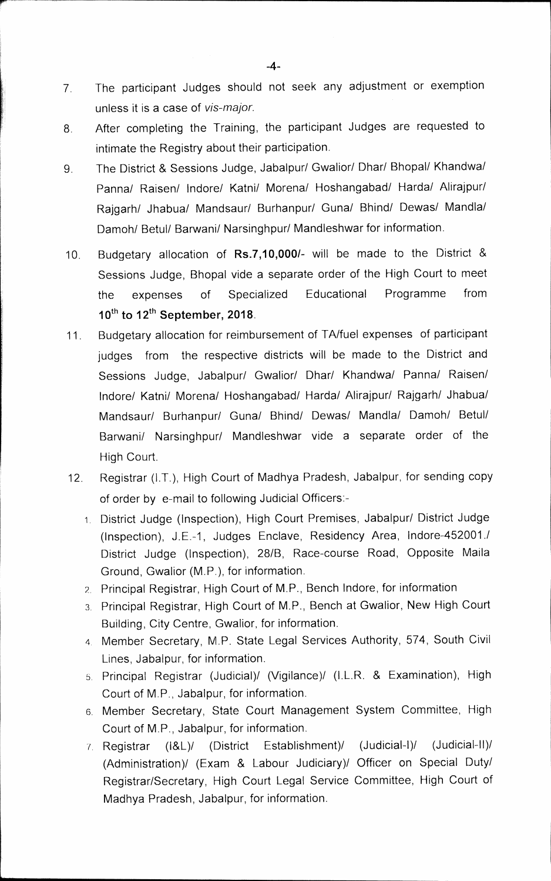7. The participant Judges should not seek any adjustment or exemption unless it is a case of *vis-major.*

8. After completing the Training, the participant Judges are requested to intimate the Registry about their participation.

9. The District & Sessions Judge, Jabalpur/ Gwalior/ Dhar/ Bhopal/ Khandwa/ Panna/ Raisen/ Indore/ Katni/ Morena/ Hoshangabad/ Harda/ Alirajpur/ Rajgarh/ Jhabua/ Mandsaur/ Burhanpur/ Guna/ Bhind/ Dewas/ Mandla/ Damoh/ Betul/ Barwani/ Narsinghpur/ Mandleshwar for information.

10. Budgetary allocation of **Rs.7,10,000/-** will be made to the District & Sessions Judge, Bhopal vide a separate order of the High Court to meet the expenses of Specialized Educational Programme from **10th to 12th September, 2018**.

11. Budgetary allocation for reimbursement of TA/fuel expenses of participant judges from the respective districts will be made to the District and Sessions Judge, Jabalpur/ Gwalior/ Dhar/ Khandwa/ Panna/ Raisen/ Indore/ Katni/ Morena/ Hoshangabad/ Harda/ Alirajpur/ Rajgarh/ Jhabua/ Mandsaur/ Burhanpur/ Guna/ Bhind/ Dewas/ Mandla/ Damoh/ Betul/ Barwani/ Narsinghpur/ Mandleshwar vide a separate order of the High Court.

12. Registrar (I.T.), High Court of Madhya Pradesh, Jabalpur, for sending copy of order by e-mail to following Judicial Officers:-
    1. District Judge (Inspection), High Court Premises, Jabalpur/ District Judge (Inspection), J.E.-1, Judges Enclave, Residency Area, Indore-452001./ District Judge (Inspection), 28/B, Race-course Road, Opposite Maila Ground, Gwalior (M.P.), for information.
    2. Principal Registrar, High Court of M.P., Bench Indore, for information
    3. Principal Registrar, High Court of M.P., Bench at Gwalior, New High Court Building, City Centre, Gwalior, for information.
    4. Member Secretary, M.P. State Legal Services Authority, 574, South Civil Lines, Jabalpur, for information.
    5. Principal Registrar (Judicial)/ (Vigilance)/ (I.L.R. & Examination), High Court of M.P., Jabalpur, for information.
    6. Member Secretary, State Court Management System Committee, High Court of M.P., Jabalpur, for information.
    7. Registrar (I&L)/ (District Establishment)/ (Judicial-I)/ (Judicial-II)/ (Administration)/ (Exam & Labour Judiciary)/ Officer on Special Duty/ Registrar/Secretary, High Court Legal Service Committee, High Court of Madhya Pradesh, Jabalpur, for information.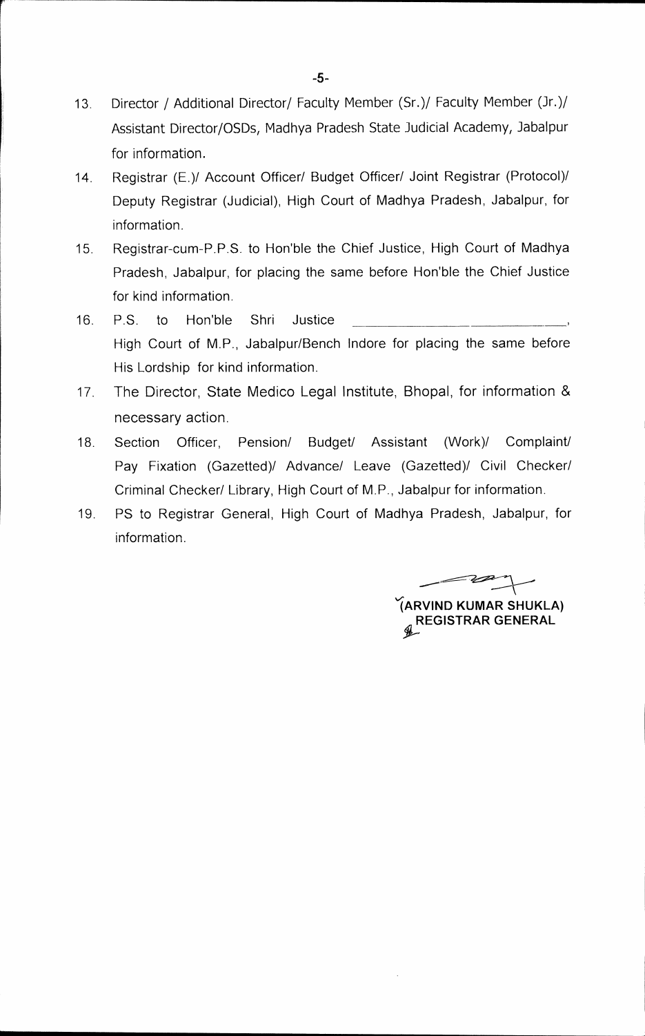13. Director / Additional Director/ Faculty Member (Sr.)/ Faculty Member (Jr.)/ Assistant Director/OSDs, Madhya Pradesh State Judicial Academy, Jabalpur for information.
14. Registrar (E.)/ Account Officer/ Budget Officer/ Joint Registrar (Protocol)/ Deputy Registrar (Judicial), High Court of Madhya Pradesh, Jabalpur, for information.
15. Registrar-cum-P.P.S. to Hon'ble the Chief Justice, High Court of Madhya Pradesh, Jabalpur, for placing the same before Hon'ble the Chief Justice for kind information.
16. P.S. to Hon'ble Shri Justice ______________________________, High Court of M.P., Jabalpur/Bench Indore for placing the same before His Lordship for kind information.
17. The Director, State Medico Legal Institute, Bhopal, for information & necessary action.
18. Section Officer, Pension/ Budget/ Assistant (Work)/ Complaint/ Pay Fixation (Gazetted)/ Advance/ Leave (Gazetted)/ Civil Checker/ Criminal Checker/ Library, High Court of M.P., Jabalpur for information.
19. PS to Registrar General, High Court of Madhya Pradesh, Jabalpur, for information.

**(ARVIND KUMAR SHUKLA)**
**REGISTRAR GENERAL**